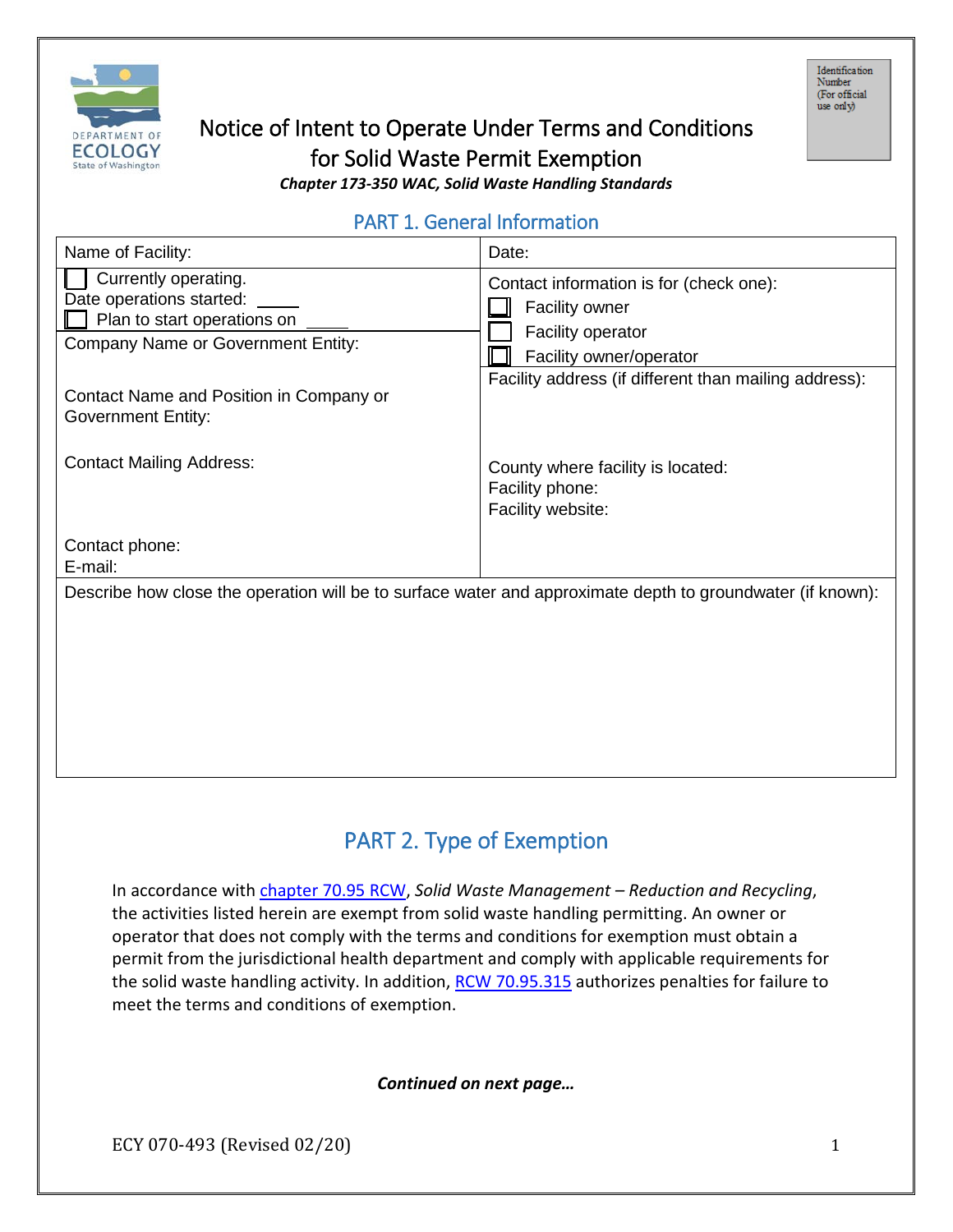# Notice of Intent to Operate Under Terms and Conditions for Solid Waste Permit Exemption

***Chapter 173-350 WAC, Solid Waste Handling Standards***

Identification Number (For official use only)

## PART 1. General Information

| Name of Facility: | Date: |
|---|---|
| ☐ Currently operating. Date operations started: _____ ☐ Plan to start operations on _____ | Contact information is for (check one): ☐ Facility owner ☐ Facility operator ☐ Facility owner/operator |
| Company Name or Government Entity: | Facility address (if different than mailing address): |
| Contact Name and Position in Company or Government Entity: | |
| Contact Mailing Address: | County where facility is located: Facility phone: Facility website: |
| Contact phone: E-mail: | |

Describe how close the operation will be to surface water and approximate depth to groundwater (if known):

## PART 2. Type of Exemption

In accordance with chapter 70.95 RCW, *Solid Waste Management – Reduction and Recycling*, the activities listed herein are exempt from solid waste handling permitting. An owner or operator that does not comply with the terms and conditions for exemption must obtain a permit from the jurisdictional health department and comply with applicable requirements for the solid waste handling activity. In addition, RCW 70.95.315 authorizes penalties for failure to meet the terms and conditions of exemption.

***Continued on next page…***

ECY 070-493 (Revised 02/20)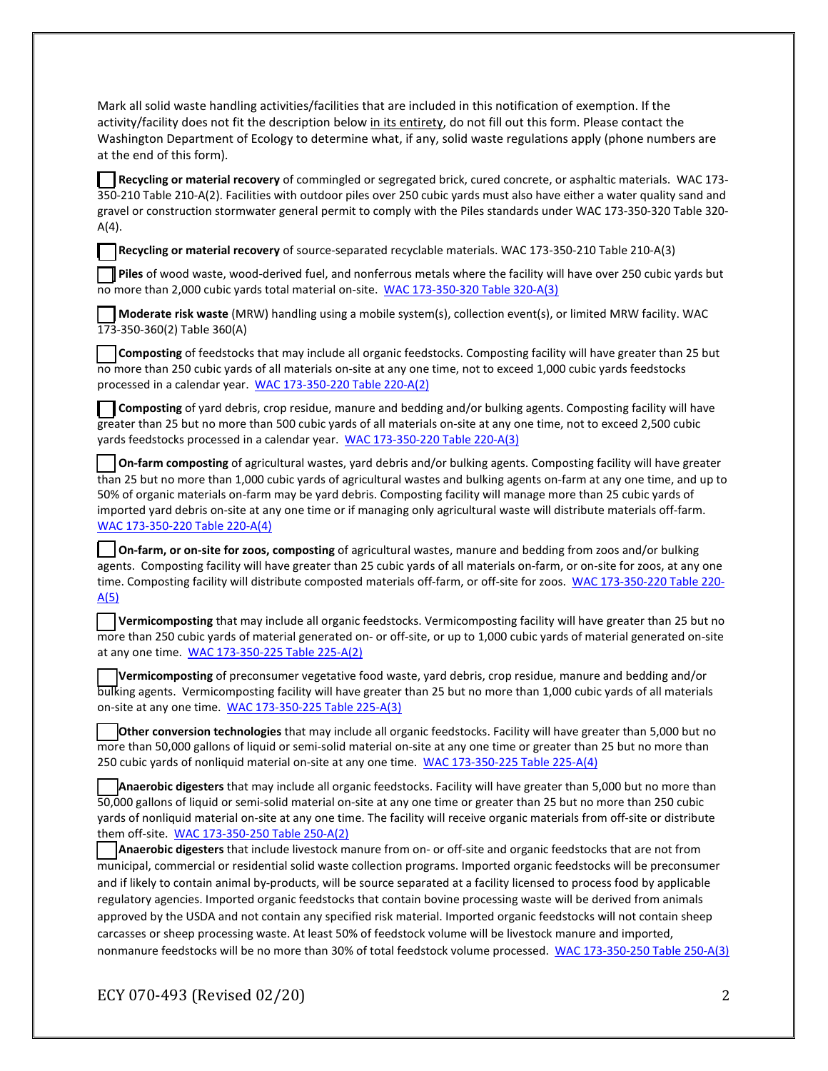Mark all solid waste handling activities/facilities that are included in this notification of exemption. If the activity/facility does not fit the description below in its entirety, do not fill out this form. Please contact the Washington Department of Ecology to determine what, if any, solid waste regulations apply (phone numbers are at the end of this form).

- [ ] **Recycling or material recovery** of commingled or segregated brick, cured concrete, or asphaltic materials. WAC 173-350-210 Table 210-A(2). Facilities with outdoor piles over 250 cubic yards must also have either a water quality sand and gravel or construction stormwater general permit to comply with the Piles standards under WAC 173-350-320 Table 320-A(4).

- [ ] **Recycling or material recovery** of source-separated recyclable materials. WAC 173-350-210 Table 210-A(3)

- [ ] **Piles** of wood waste, wood-derived fuel, and nonferrous metals where the facility will have over 250 cubic yards but no more than 2,000 cubic yards total material on-site. WAC 173-350-320 Table 320-A(3)

- [ ] **Moderate risk waste** (MRW) handling using a mobile system(s), collection event(s), or limited MRW facility. WAC 173-350-360(2) Table 360(A)

- [ ] **Composting** of feedstocks that may include all organic feedstocks. Composting facility will have greater than 25 but no more than 250 cubic yards of all materials on-site at any one time, not to exceed 1,000 cubic yards feedstocks processed in a calendar year. WAC 173-350-220 Table 220-A(2)

- [ ] **Composting** of yard debris, crop residue, manure and bedding and/or bulking agents. Composting facility will have greater than 25 but no more than 500 cubic yards of all materials on-site at any one time, not to exceed 2,500 cubic yards feedstocks processed in a calendar year. WAC 173-350-220 Table 220-A(3)

- [ ] **On-farm composting** of agricultural wastes, yard debris and/or bulking agents. Composting facility will have greater than 25 but no more than 1,000 cubic yards of agricultural wastes and bulking agents on-farm at any one time, and up to 50% of organic materials on-farm may be yard debris. Composting facility will manage more than 25 cubic yards of imported yard debris on-site at any one time or if managing only agricultural waste will distribute materials off-farm. WAC 173-350-220 Table 220-A(4)

- [ ] **On-farm, or on-site for zoos, composting** of agricultural wastes, manure and bedding from zoos and/or bulking agents. Composting facility will have greater than 25 cubic yards of all materials on-farm, or on-site for zoos, at any one time. Composting facility will distribute composted materials off-farm, or off-site for zoos. WAC 173-350-220 Table 220-A(5)

- [ ] **Vermicomposting** that may include all organic feedstocks. Vermicomposting facility will have greater than 25 but no more than 250 cubic yards of material generated on- or off-site, or up to 1,000 cubic yards of material generated on-site at any one time. WAC 173-350-225 Table 225-A(2)

- [ ] **Vermicomposting** of preconsumer vegetative food waste, yard debris, crop residue, manure and bedding and/or bulking agents. Vermicomposting facility will have greater than 25 but no more than 1,000 cubic yards of all materials on-site at any one time. WAC 173-350-225 Table 225-A(3)

- [ ] **Other conversion technologies** that may include all organic feedstocks. Facility will have greater than 5,000 but no more than 50,000 gallons of liquid or semi-solid material on-site at any one time or greater than 25 but no more than 250 cubic yards of nonliquid material on-site at any one time. WAC 173-350-225 Table 225-A(4)

- [ ] **Anaerobic digesters** that may include all organic feedstocks. Facility will have greater than 5,000 but no more than 50,000 gallons of liquid or semi-solid material on-site at any one time or greater than 25 but no more than 250 cubic yards of nonliquid material on-site at any one time. The facility will receive organic materials from off-site or distribute them off-site. WAC 173-350-250 Table 250-A(2)

- [ ] **Anaerobic digesters** that include livestock manure from on- or off-site and organic feedstocks that are not from municipal, commercial or residential solid waste collection programs. Imported organic feedstocks will be preconsumer and if likely to contain animal by-products, will be source separated at a facility licensed to process food by applicable regulatory agencies. Imported organic feedstocks that contain bovine processing waste will be derived from animals approved by the USDA and not contain any specified risk material. Imported organic feedstocks will not contain sheep carcasses or sheep processing waste. At least 50% of feedstock volume will be livestock manure and imported, nonmanure feedstocks will be no more than 30% of total feedstock volume processed. WAC 173-350-250 Table 250-A(3)

ECY 070-493 (Revised 02/20)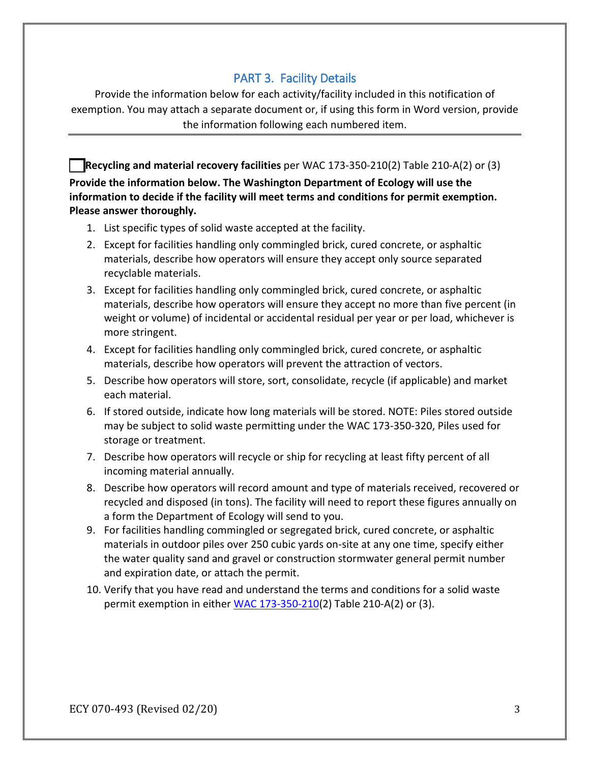## PART 3. Facility Details

Provide the information below for each activity/facility included in this notification of exemption. You may attach a separate document or, if using this form in Word version, provide the information following each numbered item.

---

☐ **Recycling and material recovery facilities** per WAC 173-350-210(2) Table 210-A(2) or (3)

**Provide the information below. The Washington Department of Ecology will use the information to decide if the facility will meet terms and conditions for permit exemption. Please answer thoroughly.**

1. List specific types of solid waste accepted at the facility.
2. Except for facilities handling only commingled brick, cured concrete, or asphaltic materials, describe how operators will ensure they accept only source separated recyclable materials.
3. Except for facilities handling only commingled brick, cured concrete, or asphaltic materials, describe how operators will ensure they accept no more than five percent (in weight or volume) of incidental or accidental residual per year or per load, whichever is more stringent.
4. Except for facilities handling only commingled brick, cured concrete, or asphaltic materials, describe how operators will prevent the attraction of vectors.
5. Describe how operators will store, sort, consolidate, recycle (if applicable) and market each material.
6. If stored outside, indicate how long materials will be stored. NOTE: Piles stored outside may be subject to solid waste permitting under the WAC 173-350-320, Piles used for storage or treatment.
7. Describe how operators will recycle or ship for recycling at least fifty percent of all incoming material annually.
8. Describe how operators will record amount and type of materials received, recovered or recycled and disposed (in tons). The facility will need to report these figures annually on a form the Department of Ecology will send to you.
9. For facilities handling commingled or segregated brick, cured concrete, or asphaltic materials in outdoor piles over 250 cubic yards on-site at any one time, specify either the water quality sand and gravel or construction stormwater general permit number and expiration date, or attach the permit.
10. Verify that you have read and understand the terms and conditions for a solid waste permit exemption in either WAC 173-350-210(2) Table 210-A(2) or (3).

ECY 070-493 (Revised 02/20)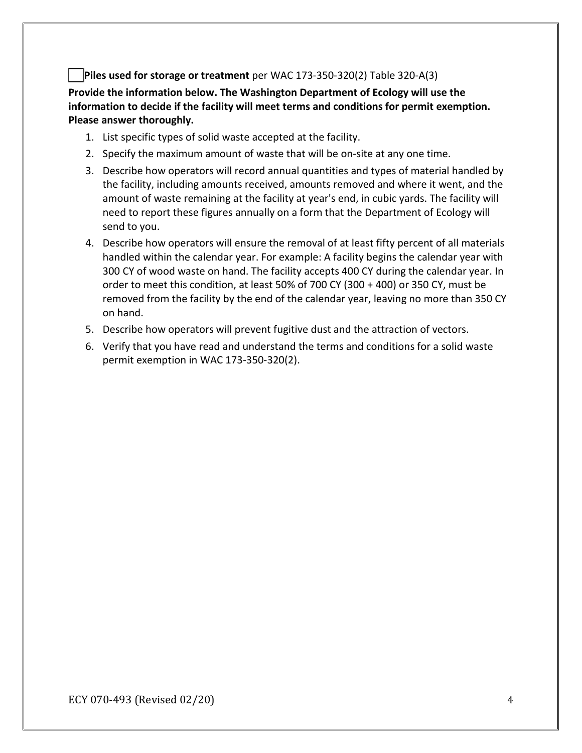☐ **Piles used for storage or treatment** per WAC 173-350-320(2) Table 320-A(3)

**Provide the information below. The Washington Department of Ecology will use the information to decide if the facility will meet terms and conditions for permit exemption. Please answer thoroughly.**

1. List specific types of solid waste accepted at the facility.
2. Specify the maximum amount of waste that will be on-site at any one time.
3. Describe how operators will record annual quantities and types of material handled by the facility, including amounts received, amounts removed and where it went, and the amount of waste remaining at the facility at year's end, in cubic yards. The facility will need to report these figures annually on a form that the Department of Ecology will send to you.
4. Describe how operators will ensure the removal of at least fifty percent of all materials handled within the calendar year. For example: A facility begins the calendar year with 300 CY of wood waste on hand. The facility accepts 400 CY during the calendar year. In order to meet this condition, at least 50% of 700 CY (300 + 400) or 350 CY, must be removed from the facility by the end of the calendar year, leaving no more than 350 CY on hand.
5. Describe how operators will prevent fugitive dust and the attraction of vectors.
6. Verify that you have read and understand the terms and conditions for a solid waste permit exemption in WAC 173-350-320(2).

ECY 070-493 (Revised 02/20)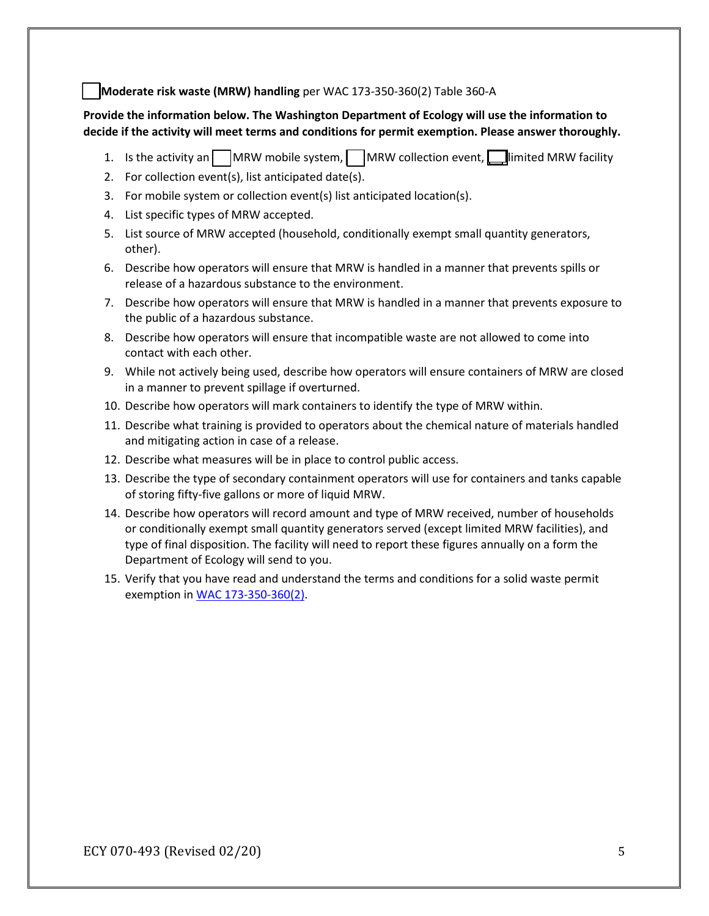☐ **Moderate risk waste (MRW) handling** per WAC 173-350-360(2) Table 360-A

**Provide the information below. The Washington Department of Ecology will use the information to decide if the activity will meet terms and conditions for permit exemption. Please answer thoroughly.**

1. Is the activity an ☐ MRW mobile system, ☐ MRW collection event, ☐ limited MRW facility
2. For collection event(s), list anticipated date(s).
3. For mobile system or collection event(s) list anticipated location(s).
4. List specific types of MRW accepted.
5. List source of MRW accepted (household, conditionally exempt small quantity generators, other).
6. Describe how operators will ensure that MRW is handled in a manner that prevents spills or release of a hazardous substance to the environment.
7. Describe how operators will ensure that MRW is handled in a manner that prevents exposure to the public of a hazardous substance.
8. Describe how operators will ensure that incompatible waste are not allowed to come into contact with each other.
9. While not actively being used, describe how operators will ensure containers of MRW are closed in a manner to prevent spillage if overturned.
10. Describe how operators will mark containers to identify the type of MRW within.
11. Describe what training is provided to operators about the chemical nature of materials handled and mitigating action in case of a release.
12. Describe what measures will be in place to control public access.
13. Describe the type of secondary containment operators will use for containers and tanks capable of storing fifty-five gallons or more of liquid MRW.
14. Describe how operators will record amount and type of MRW received, number of households or conditionally exempt small quantity generators served (except limited MRW facilities), and type of final disposition. The facility will need to report these figures annually on a form the Department of Ecology will send to you.
15. Verify that you have read and understand the terms and conditions for a solid waste permit exemption in WAC 173-350-360(2).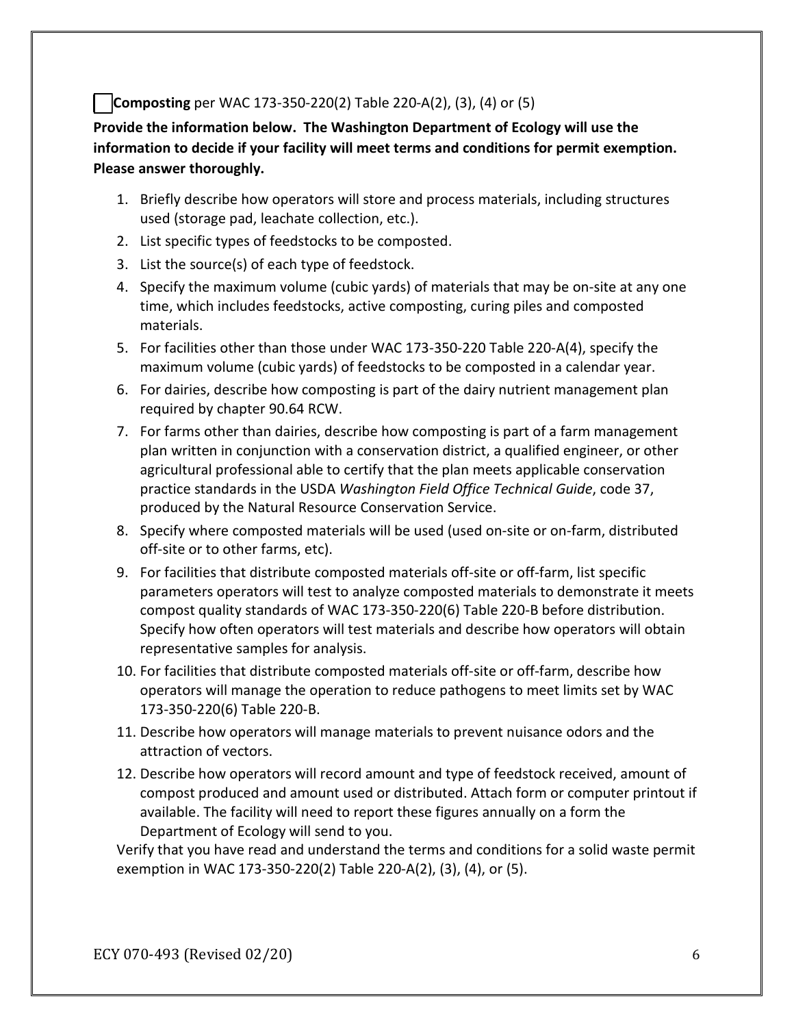☐ **Composting** per WAC 173-350-220(2) Table 220-A(2), (3), (4) or (5)

**Provide the information below. The Washington Department of Ecology will use the information to decide if your facility will meet terms and conditions for permit exemption. Please answer thoroughly.**

1. Briefly describe how operators will store and process materials, including structures used (storage pad, leachate collection, etc.).
2. List specific types of feedstocks to be composted.
3. List the source(s) of each type of feedstock.
4. Specify the maximum volume (cubic yards) of materials that may be on-site at any one time, which includes feedstocks, active composting, curing piles and composted materials.
5. For facilities other than those under WAC 173-350-220 Table 220-A(4), specify the maximum volume (cubic yards) of feedstocks to be composted in a calendar year.
6. For dairies, describe how composting is part of the dairy nutrient management plan required by chapter 90.64 RCW.
7. For farms other than dairies, describe how composting is part of a farm management plan written in conjunction with a conservation district, a qualified engineer, or other agricultural professional able to certify that the plan meets applicable conservation practice standards in the USDA *Washington Field Office Technical Guide*, code 37, produced by the Natural Resource Conservation Service.
8. Specify where composted materials will be used (used on-site or on-farm, distributed off-site or to other farms, etc).
9. For facilities that distribute composted materials off-site or off-farm, list specific parameters operators will test to analyze composted materials to demonstrate it meets compost quality standards of WAC 173-350-220(6) Table 220-B before distribution. Specify how often operators will test materials and describe how operators will obtain representative samples for analysis.
10. For facilities that distribute composted materials off-site or off-farm, describe how operators will manage the operation to reduce pathogens to meet limits set by WAC 173-350-220(6) Table 220-B.
11. Describe how operators will manage materials to prevent nuisance odors and the attraction of vectors.
12. Describe how operators will record amount and type of feedstock received, amount of compost produced and amount used or distributed. Attach form or computer printout if available. The facility will need to report these figures annually on a form the Department of Ecology will send to you.

Verify that you have read and understand the terms and conditions for a solid waste permit exemption in WAC 173-350-220(2) Table 220-A(2), (3), (4), or (5).

ECY 070-493 (Revised 02/20)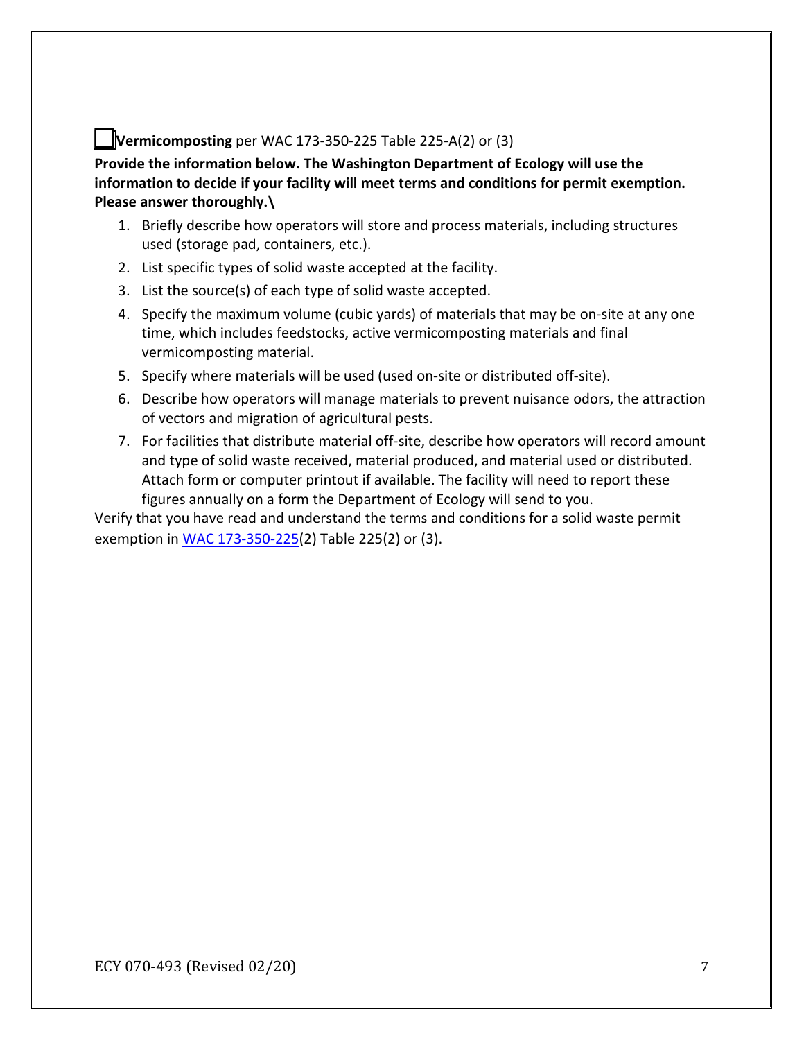☐ **Vermicomposting** per WAC 173-350-225 Table 225-A(2) or (3)

**Provide the information below. The Washington Department of Ecology will use the information to decide if your facility will meet terms and conditions for permit exemption. Please answer thoroughly.\**

1. Briefly describe how operators will store and process materials, including structures used (storage pad, containers, etc.).
2. List specific types of solid waste accepted at the facility.
3. List the source(s) of each type of solid waste accepted.
4. Specify the maximum volume (cubic yards) of materials that may be on-site at any one time, which includes feedstocks, active vermicomposting materials and final vermicomposting material.
5. Specify where materials will be used (used on-site or distributed off-site).
6. Describe how operators will manage materials to prevent nuisance odors, the attraction of vectors and migration of agricultural pests.
7. For facilities that distribute material off-site, describe how operators will record amount and type of solid waste received, material produced, and material used or distributed. Attach form or computer printout if available. The facility will need to report these figures annually on a form the Department of Ecology will send to you.

Verify that you have read and understand the terms and conditions for a solid waste permit exemption in WAC 173-350-225(2) Table 225(2) or (3).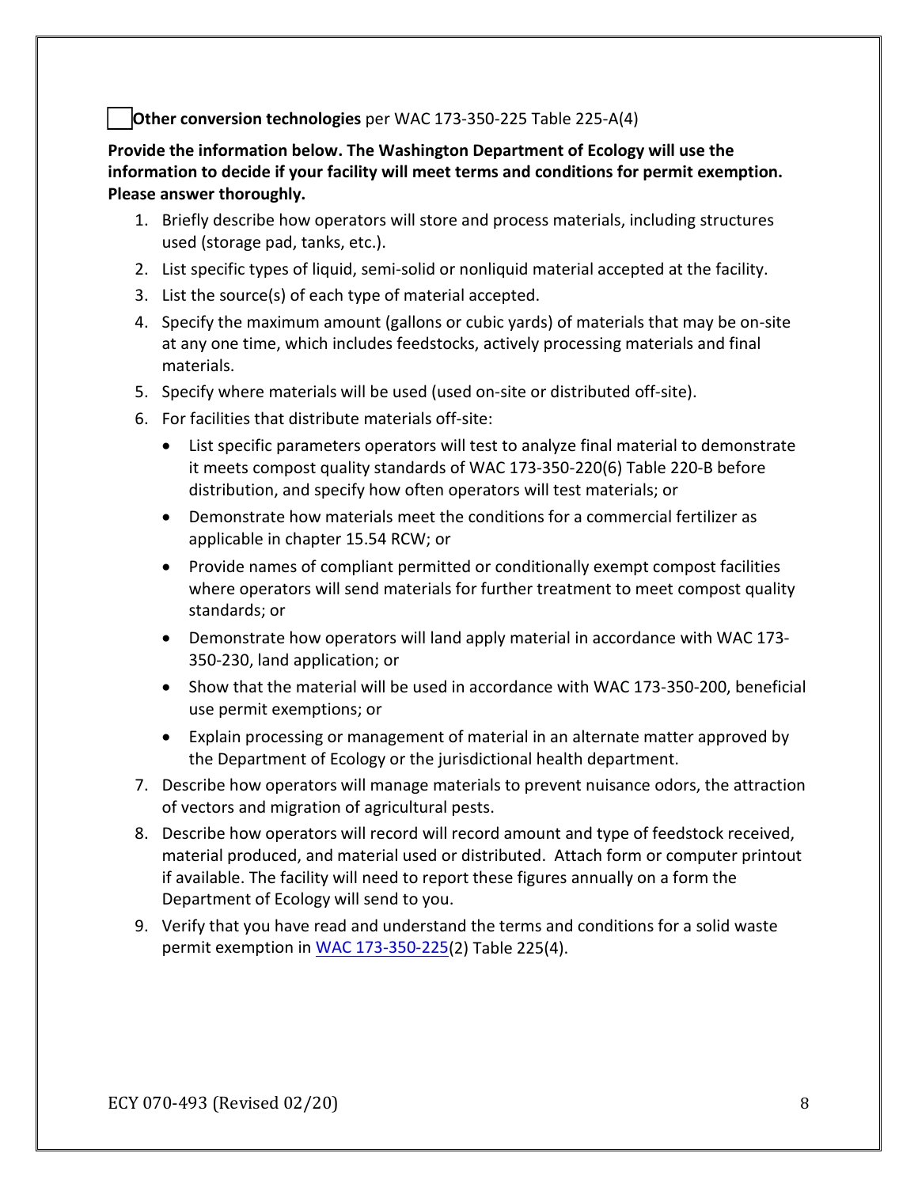☐ **Other conversion technologies** per WAC 173-350-225 Table 225-A(4)

**Provide the information below. The Washington Department of Ecology will use the information to decide if your facility will meet terms and conditions for permit exemption. Please answer thoroughly.**

1. Briefly describe how operators will store and process materials, including structures used (storage pad, tanks, etc.).
2. List specific types of liquid, semi-solid or nonliquid material accepted at the facility.
3. List the source(s) of each type of material accepted.
4. Specify the maximum amount (gallons or cubic yards) of materials that may be on-site at any one time, which includes feedstocks, actively processing materials and final materials.
5. Specify where materials will be used (used on-site or distributed off-site).
6. For facilities that distribute materials off-site:
   - List specific parameters operators will test to analyze final material to demonstrate it meets compost quality standards of WAC 173-350-220(6) Table 220-B before distribution, and specify how often operators will test materials; or
   - Demonstrate how materials meet the conditions for a commercial fertilizer as applicable in chapter 15.54 RCW; or
   - Provide names of compliant permitted or conditionally exempt compost facilities where operators will send materials for further treatment to meet compost quality standards; or
   - Demonstrate how operators will land apply material in accordance with WAC 173-350-230, land application; or
   - Show that the material will be used in accordance with WAC 173-350-200, beneficial use permit exemptions; or
   - Explain processing or management of material in an alternate matter approved by the Department of Ecology or the jurisdictional health department.
7. Describe how operators will manage materials to prevent nuisance odors, the attraction of vectors and migration of agricultural pests.
8. Describe how operators will record will record amount and type of feedstock received, material produced, and material used or distributed. Attach form or computer printout if available. The facility will need to report these figures annually on a form the Department of Ecology will send to you.
9. Verify that you have read and understand the terms and conditions for a solid waste permit exemption in WAC 173-350-225(2) Table 225(4).

ECY 070-493 (Revised 02/20)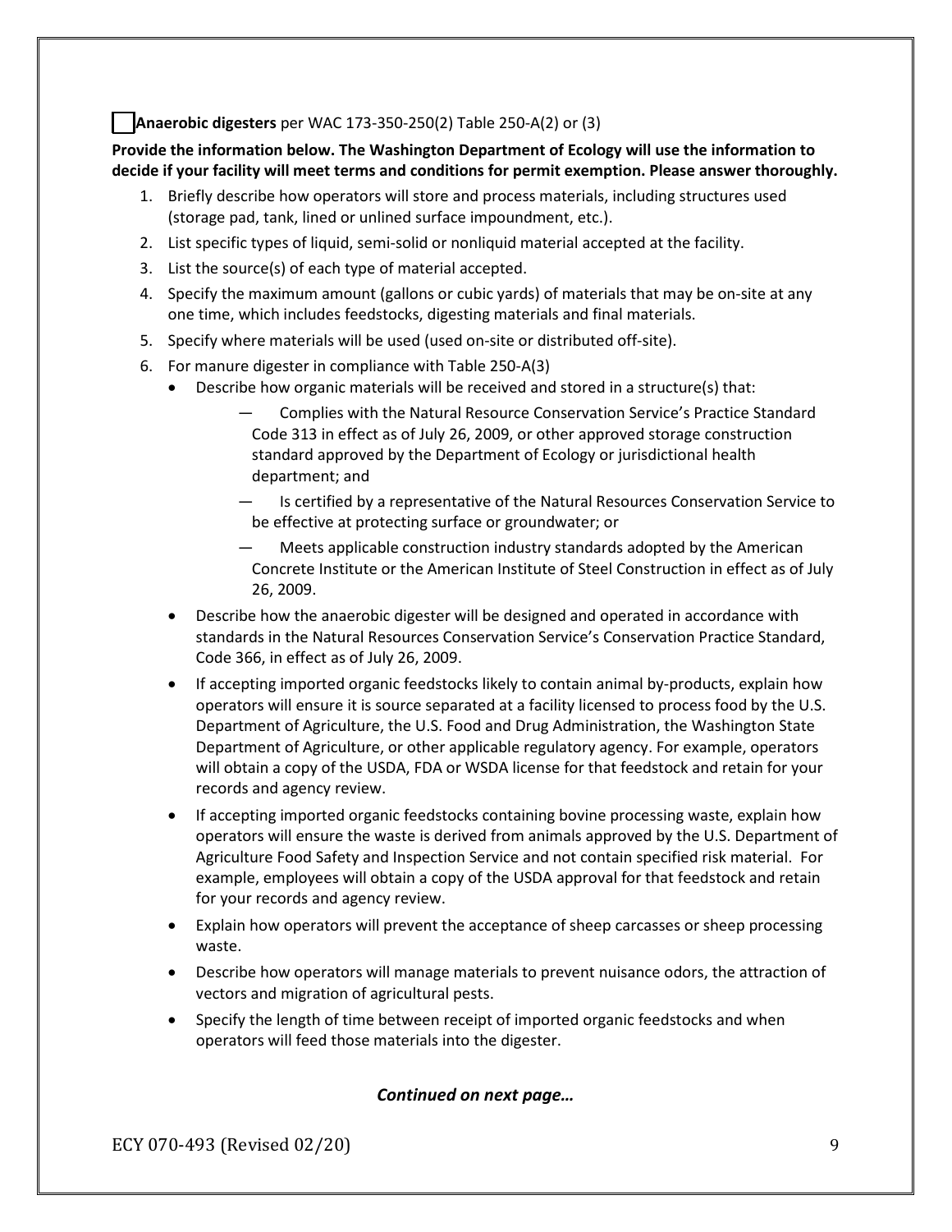☐ **Anaerobic digesters** per WAC 173-350-250(2) Table 250-A(2) or (3)

**Provide the information below. The Washington Department of Ecology will use the information to decide if your facility will meet terms and conditions for permit exemption. Please answer thoroughly.**

1. Briefly describe how operators will store and process materials, including structures used (storage pad, tank, lined or unlined surface impoundment, etc.).
2. List specific types of liquid, semi-solid or nonliquid material accepted at the facility.
3. List the source(s) of each type of material accepted.
4. Specify the maximum amount (gallons or cubic yards) of materials that may be on-site at any one time, which includes feedstocks, digesting materials and final materials.
5. Specify where materials will be used (used on-site or distributed off-site).
6. For manure digester in compliance with Table 250-A(3)
   - Describe how organic materials will be received and stored in a structure(s) that:
     - — Complies with the Natural Resource Conservation Service's Practice Standard Code 313 in effect as of July 26, 2009, or other approved storage construction standard approved by the Department of Ecology or jurisdictional health department; and
     - — Is certified by a representative of the Natural Resources Conservation Service to be effective at protecting surface or groundwater; or
     - — Meets applicable construction industry standards adopted by the American Concrete Institute or the American Institute of Steel Construction in effect as of July 26, 2009.
   - Describe how the anaerobic digester will be designed and operated in accordance with standards in the Natural Resources Conservation Service's Conservation Practice Standard, Code 366, in effect as of July 26, 2009.
   - If accepting imported organic feedstocks likely to contain animal by-products, explain how operators will ensure it is source separated at a facility licensed to process food by the U.S. Department of Agriculture, the U.S. Food and Drug Administration, the Washington State Department of Agriculture, or other applicable regulatory agency. For example, operators will obtain a copy of the USDA, FDA or WSDA license for that feedstock and retain for your records and agency review.
   - If accepting imported organic feedstocks containing bovine processing waste, explain how operators will ensure the waste is derived from animals approved by the U.S. Department of Agriculture Food Safety and Inspection Service and not contain specified risk material. For example, employees will obtain a copy of the USDA approval for that feedstock and retain for your records and agency review.
   - Explain how operators will prevent the acceptance of sheep carcasses or sheep processing waste.
   - Describe how operators will manage materials to prevent nuisance odors, the attraction of vectors and migration of agricultural pests.
   - Specify the length of time between receipt of imported organic feedstocks and when operators will feed those materials into the digester.

***Continued on next page…***

ECY 070-493 (Revised 02/20)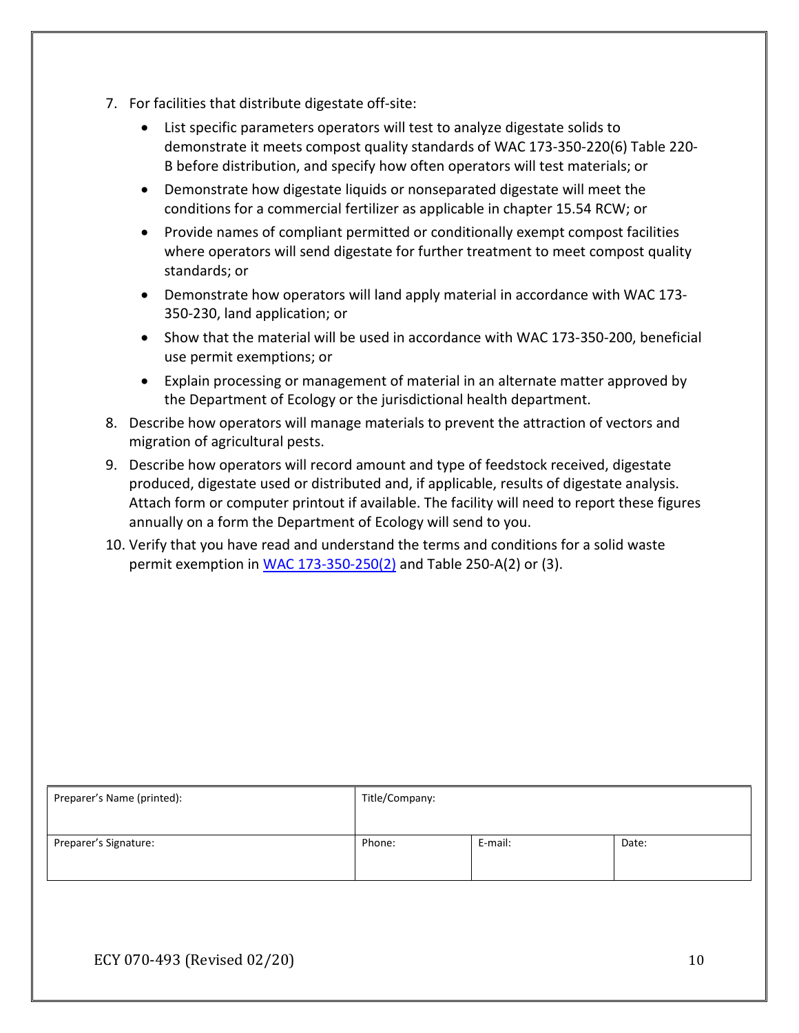7. For facilities that distribute digestate off-site:
   - List specific parameters operators will test to analyze digestate solids to demonstrate it meets compost quality standards of WAC 173-350-220(6) Table 220-B before distribution, and specify how often operators will test materials; or
   - Demonstrate how digestate liquids or nonseparated digestate will meet the conditions for a commercial fertilizer as applicable in chapter 15.54 RCW; or
   - Provide names of compliant permitted or conditionally exempt compost facilities where operators will send digestate for further treatment to meet compost quality standards; or
   - Demonstrate how operators will land apply material in accordance with WAC 173-350-230, land application; or
   - Show that the material will be used in accordance with WAC 173-350-200, beneficial use permit exemptions; or
   - Explain processing or management of material in an alternate matter approved by the Department of Ecology or the jurisdictional health department.
8. Describe how operators will manage materials to prevent the attraction of vectors and migration of agricultural pests.
9. Describe how operators will record amount and type of feedstock received, digestate produced, digestate used or distributed and, if applicable, results of digestate analysis. Attach form or computer printout if available. The facility will need to report these figures annually on a form the Department of Ecology will send to you.
10. Verify that you have read and understand the terms and conditions for a solid waste permit exemption in WAC 173-350-250(2) and Table 250-A(2) or (3).

| Preparer's Name (printed): | Title/Company: | | |
|---|---|---|---|
| Preparer's Signature: | Phone: | E-mail: | Date: |

ECY 070-493 (Revised 02/20)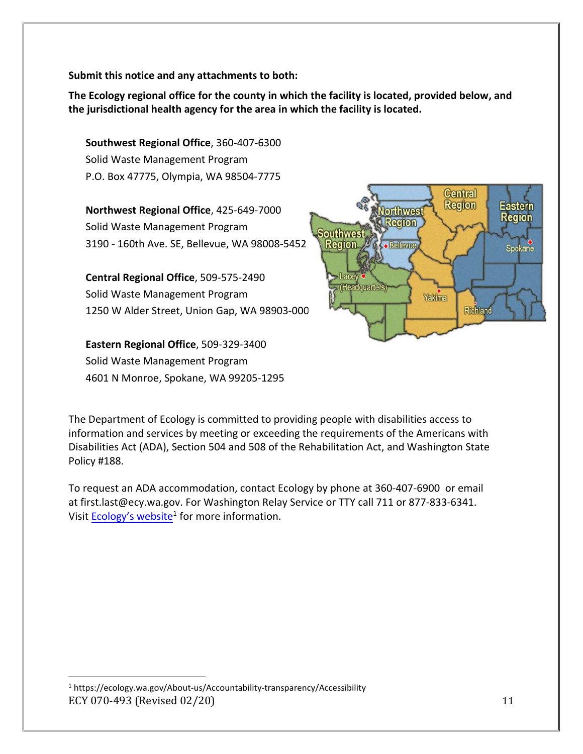**Submit this notice and any attachments to both:**

**The Ecology regional office for the county in which the facility is located, provided below, and the jurisdictional health agency for the area in which the facility is located.**

**Southwest Regional Office**, 360-407-6300
Solid Waste Management Program
P.O. Box 47775, Olympia, WA 98504-7775

**Northwest Regional Office**, 425-649-7000
Solid Waste Management Program
3190 - 160th Ave. SE, Bellevue, WA 98008-5452

**Central Regional Office**, 509-575-2490
Solid Waste Management Program
1250 W Alder Street, Union Gap, WA 98903-000

**Eastern Regional Office**, 509-329-3400
Solid Waste Management Program
4601 N Monroe, Spokane, WA 99205-1295

Central Region
Eastern Region
Northwest Region
Southwest Region
Bellevue
Spokane
Lacey (Headquarters)
Yakima
Richland

The Department of Ecology is committed to providing people with disabilities access to information and services by meeting or exceeding the requirements of the Americans with Disabilities Act (ADA), Section 504 and 508 of the Rehabilitation Act, and Washington State Policy #188.

To request an ADA accommodation, contact Ecology by phone at 360-407-6900 or email at first.last@ecy.wa.gov. For Washington Relay Service or TTY call 711 or 877-833-6341. Visit Ecology's website[1] for more information.

[1] https://ecology.wa.gov/About-us/Accountability-transparency/Accessibility

ECY 070-493 (Revised 02/20)